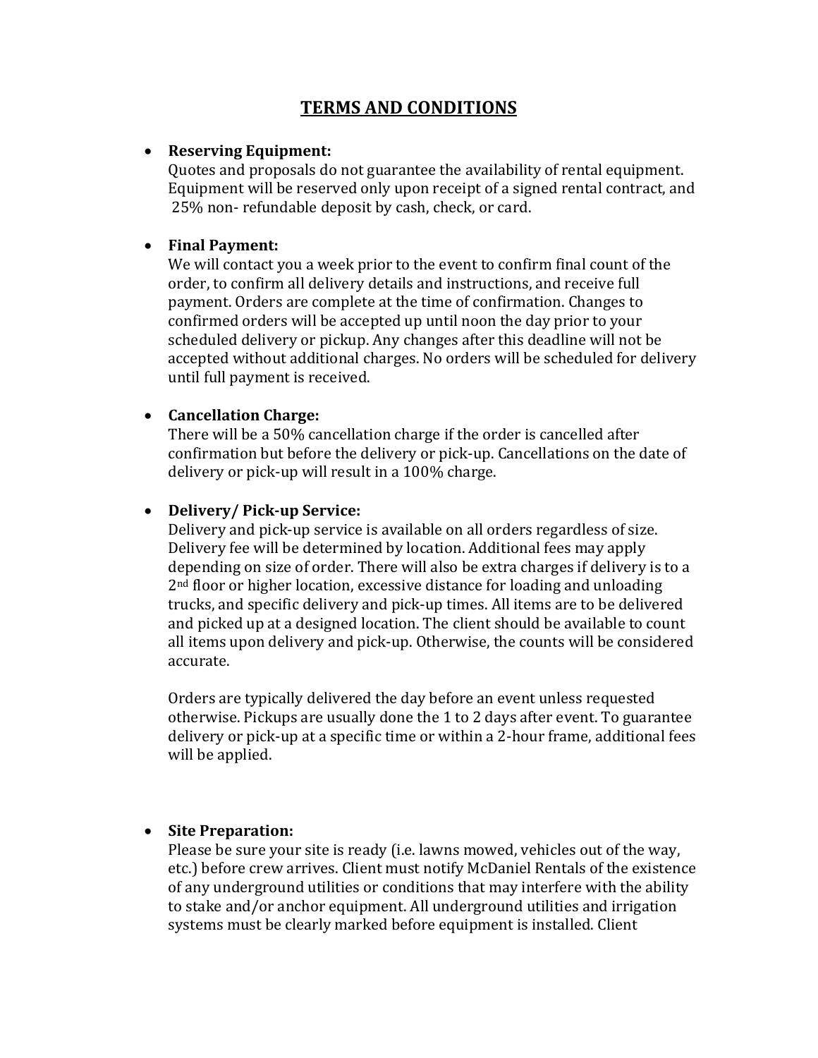# TERMS AND CONDITIONS

- **Reserving Equipment:**
  Quotes and proposals do not guarantee the availability of rental equipment. Equipment will be reserved only upon receipt of a signed rental contract, and 25% non- refundable deposit by cash, check, or card.

- **Final Payment:**
  We will contact you a week prior to the event to confirm final count of the order, to confirm all delivery details and instructions, and receive full payment. Orders are complete at the time of confirmation. Changes to confirmed orders will be accepted up until noon the day prior to your scheduled delivery or pickup. Any changes after this deadline will not be accepted without additional charges. No orders will be scheduled for delivery until full payment is received.

- **Cancellation Charge:**
  There will be a 50% cancellation charge if the order is cancelled after confirmation but before the delivery or pick-up. Cancellations on the date of delivery or pick-up will result in a 100% charge.

- **Delivery/ Pick-up Service:**
  Delivery and pick-up service is available on all orders regardless of size. Delivery fee will be determined by location. Additional fees may apply depending on size of order. There will also be extra charges if delivery is to a 2nd floor or higher location, excessive distance for loading and unloading trucks, and specific delivery and pick-up times. All items are to be delivered and picked up at a designed location. The client should be available to count all items upon delivery and pick-up. Otherwise, the counts will be considered accurate.

  Orders are typically delivered the day before an event unless requested otherwise. Pickups are usually done the 1 to 2 days after event. To guarantee delivery or pick-up at a specific time or within a 2-hour frame, additional fees will be applied.

- **Site Preparation:**
  Please be sure your site is ready (i.e. lawns mowed, vehicles out of the way, etc.) before crew arrives. Client must notify McDaniel Rentals of the existence of any underground utilities or conditions that may interfere with the ability to stake and/or anchor equipment. All underground utilities and irrigation systems must be clearly marked before equipment is installed. Client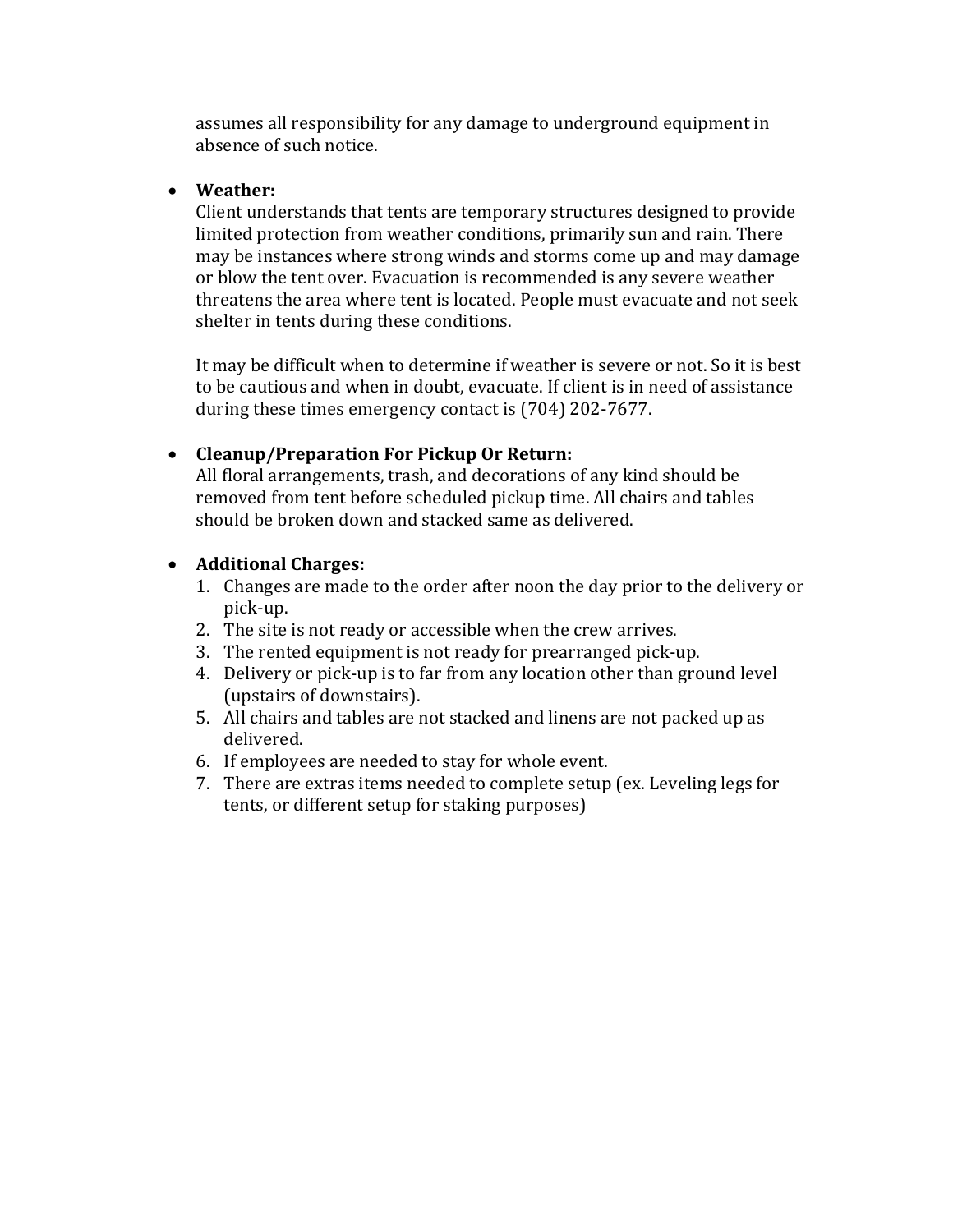assumes all responsibility for any damage to underground equipment in absence of such notice.

- **Weather:**
  Client understands that tents are temporary structures designed to provide limited protection from weather conditions, primarily sun and rain. There may be instances where strong winds and storms come up and may damage or blow the tent over. Evacuation is recommended is any severe weather threatens the area where tent is located. People must evacuate and not seek shelter in tents during these conditions.

  It may be difficult when to determine if weather is severe or not. So it is best to be cautious and when in doubt, evacuate. If client is in need of assistance during these times emergency contact is (704) 202-7677.

- **Cleanup/Preparation For Pickup Or Return:**
  All floral arrangements, trash, and decorations of any kind should be removed from tent before scheduled pickup time. All chairs and tables should be broken down and stacked same as delivered.

- **Additional Charges:**
  1. Changes are made to the order after noon the day prior to the delivery or pick-up.
  2. The site is not ready or accessible when the crew arrives.
  3. The rented equipment is not ready for prearranged pick-up.
  4. Delivery or pick-up is to far from any location other than ground level (upstairs of downstairs).
  5. All chairs and tables are not stacked and linens are not packed up as delivered.
  6. If employees are needed to stay for whole event.
  7. There are extras items needed to complete setup (ex. Leveling legs for tents, or different setup for staking purposes)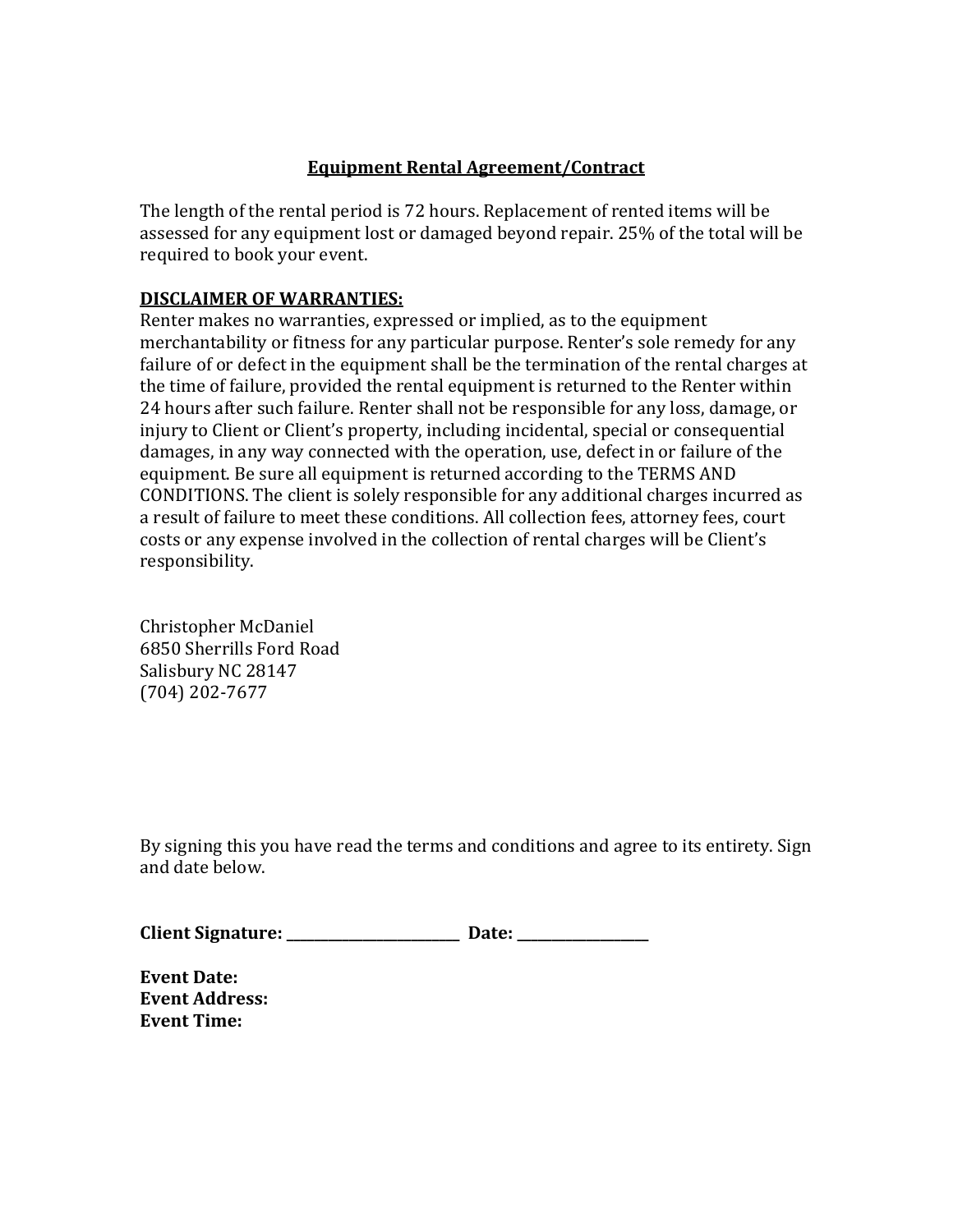## Equipment Rental Agreement/Contract

The length of the rental period is 72 hours. Replacement of rented items will be assessed for any equipment lost or damaged beyond repair. 25% of the total will be required to book your event.

**DISCLAIMER OF WARRANTIES:**

Renter makes no warranties, expressed or implied, as to the equipment merchantability or fitness for any particular purpose. Renter's sole remedy for any failure of or defect in the equipment shall be the termination of the rental charges at the time of failure, provided the rental equipment is returned to the Renter within 24 hours after such failure. Renter shall not be responsible for any loss, damage, or injury to Client or Client's property, including incidental, special or consequential damages, in any way connected with the operation, use, defect in or failure of the equipment. Be sure all equipment is returned according to the TERMS AND CONDITIONS. The client is solely responsible for any additional charges incurred as a result of failure to meet these conditions. All collection fees, attorney fees, court costs or any expense involved in the collection of rental charges will be Client's responsibility.

Christopher McDaniel
6850 Sherrills Ford Road
Salisbury NC 28147
(704) 202-7677

By signing this you have read the terms and conditions and agree to its entirety. Sign and date below.

**Client Signature:** ________________________ **Date:** __________________

**Event Date:**
**Event Address:**
**Event Time:**